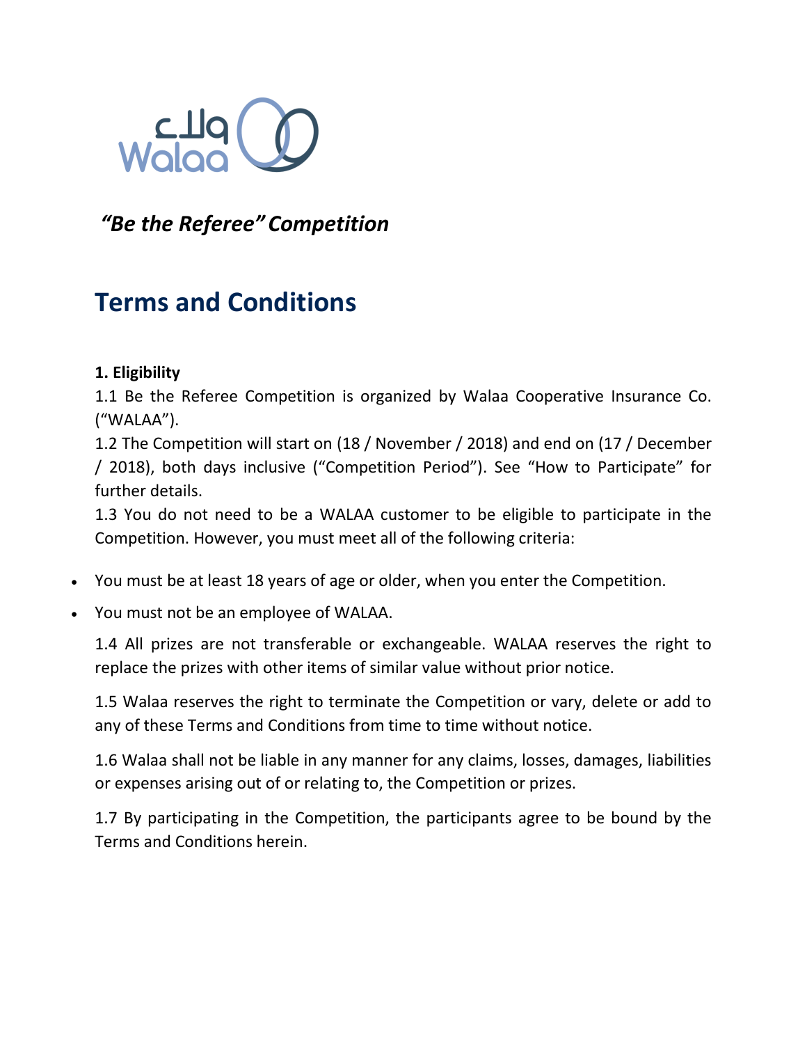*"Be the Referee" Competition*

# Terms and Conditions

**1. Eligibility**

1.1 Be the Referee Competition is organized by Walaa Cooperative Insurance Co. ("WALAA").

1.2 The Competition will start on (18 / November / 2018) and end on (17 / December / 2018), both days inclusive ("Competition Period"). See "How to Participate" for further details.

1.3 You do not need to be a WALAA customer to be eligible to participate in the Competition. However, you must meet all of the following criteria:

- You must be at least 18 years of age or older, when you enter the Competition.
- You must not be an employee of WALAA.

1.4 All prizes are not transferable or exchangeable. WALAA reserves the right to replace the prizes with other items of similar value without prior notice.

1.5 Walaa reserves the right to terminate the Competition or vary, delete or add to any of these Terms and Conditions from time to time without notice.

1.6 Walaa shall not be liable in any manner for any claims, losses, damages, liabilities or expenses arising out of or relating to, the Competition or prizes.

1.7 By participating in the Competition, the participants agree to be bound by the Terms and Conditions herein.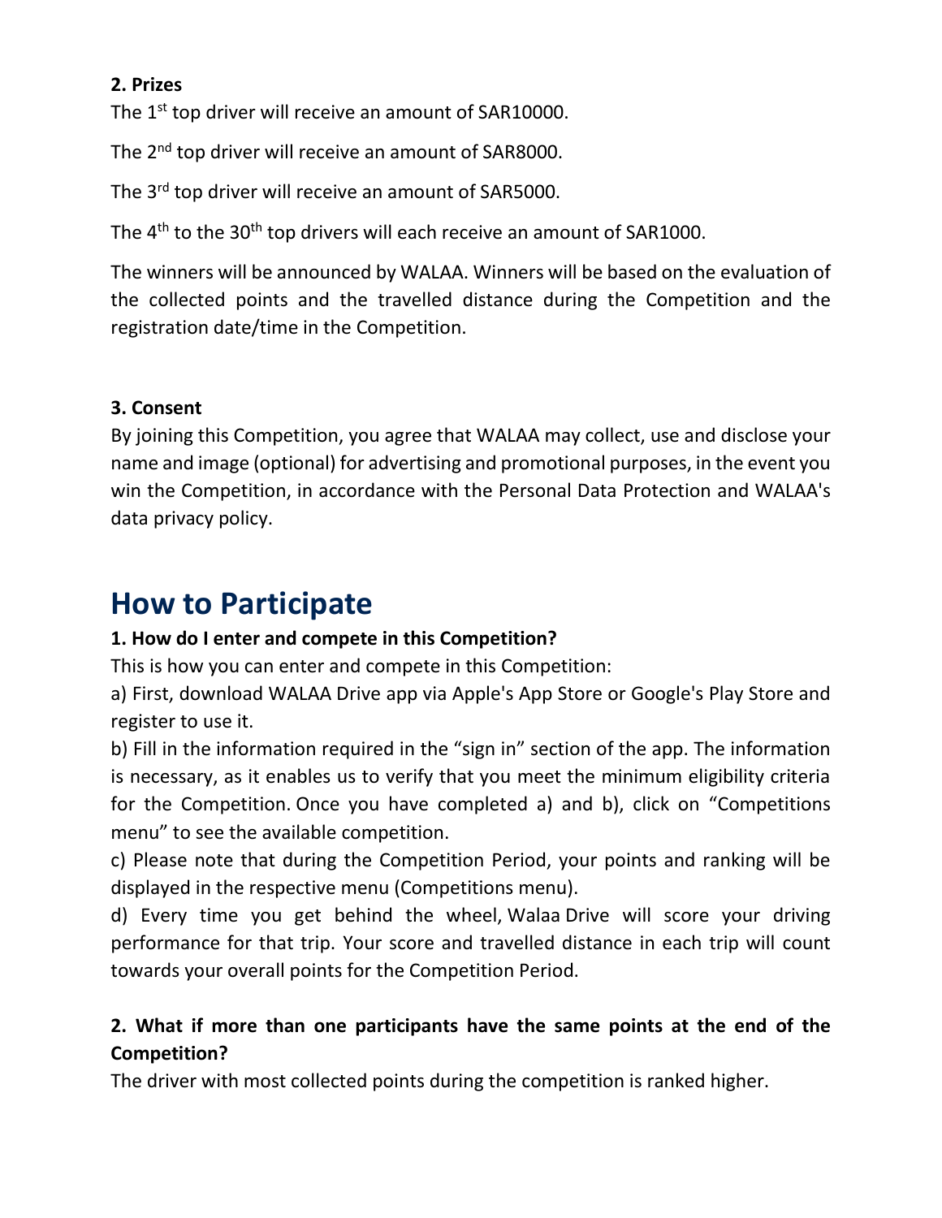**2. Prizes**

The 1st top driver will receive an amount of SAR10000.

The 2nd top driver will receive an amount of SAR8000.

The 3rd top driver will receive an amount of SAR5000.

The 4th to the 30th top drivers will each receive an amount of SAR1000.

The winners will be announced by WALAA. Winners will be based on the evaluation of the collected points and the travelled distance during the Competition and the registration date/time in the Competition.

**3. Consent**

By joining this Competition, you agree that WALAA may collect, use and disclose your name and image (optional) for advertising and promotional purposes, in the event you win the Competition, in accordance with the Personal Data Protection and WALAA's data privacy policy.

# How to Participate

**1. How do I enter and compete in this Competition?**

This is how you can enter and compete in this Competition:

a) First, download WALAA Drive app via Apple's App Store or Google's Play Store and register to use it.

b) Fill in the information required in the "sign in" section of the app. The information is necessary, as it enables us to verify that you meet the minimum eligibility criteria for the Competition. Once you have completed a) and b), click on "Competitions menu" to see the available competition.

c) Please note that during the Competition Period, your points and ranking will be displayed in the respective menu (Competitions menu).

d) Every time you get behind the wheel, Walaa Drive will score your driving performance for that trip. Your score and travelled distance in each trip will count towards your overall points for the Competition Period.

**2. What if more than one participants have the same points at the end of the Competition?**

The driver with most collected points during the competition is ranked higher.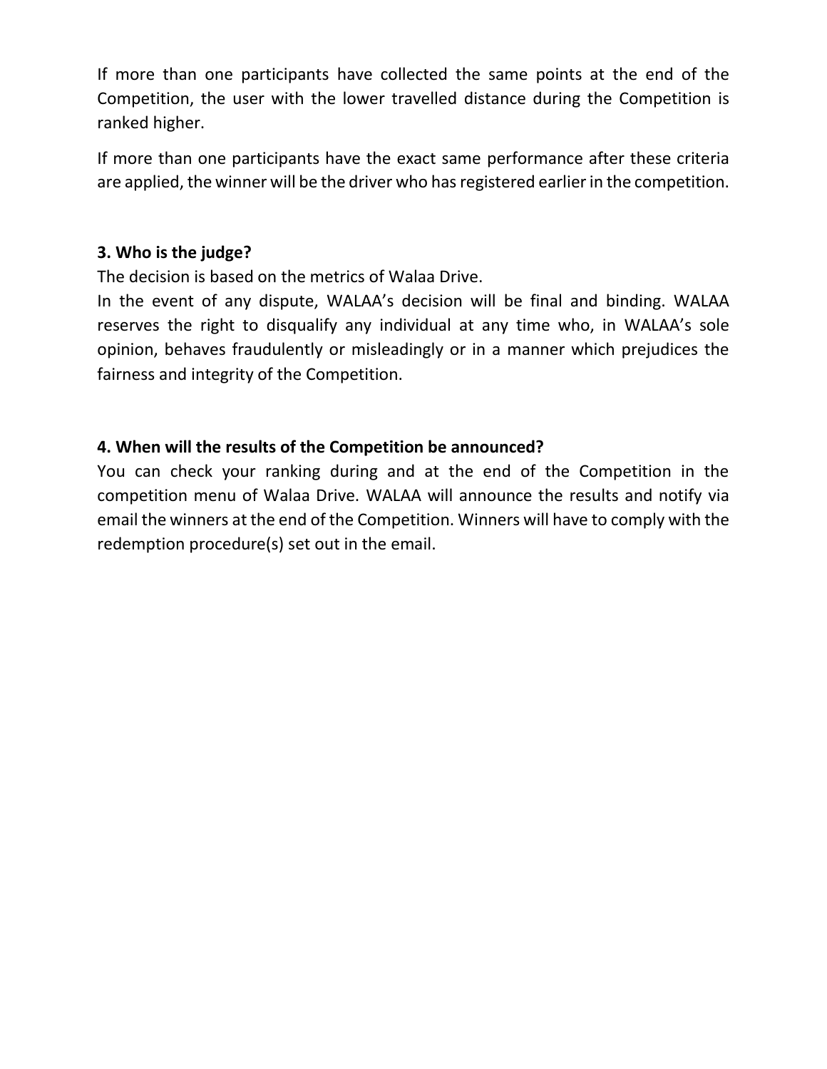If more than one participants have collected the same points at the end of the Competition, the user with the lower travelled distance during the Competition is ranked higher.

If more than one participants have the exact same performance after these criteria are applied, the winner will be the driver who has registered earlier in the competition.

**3. Who is the judge?**

The decision is based on the metrics of Walaa Drive.

In the event of any dispute, WALAA's decision will be final and binding. WALAA reserves the right to disqualify any individual at any time who, in WALAA's sole opinion, behaves fraudulently or misleadingly or in a manner which prejudices the fairness and integrity of the Competition.

**4. When will the results of the Competition be announced?**

You can check your ranking during and at the end of the Competition in the competition menu of Walaa Drive. WALAA will announce the results and notify via email the winners at the end of the Competition. Winners will have to comply with the redemption procedure(s) set out in the email.